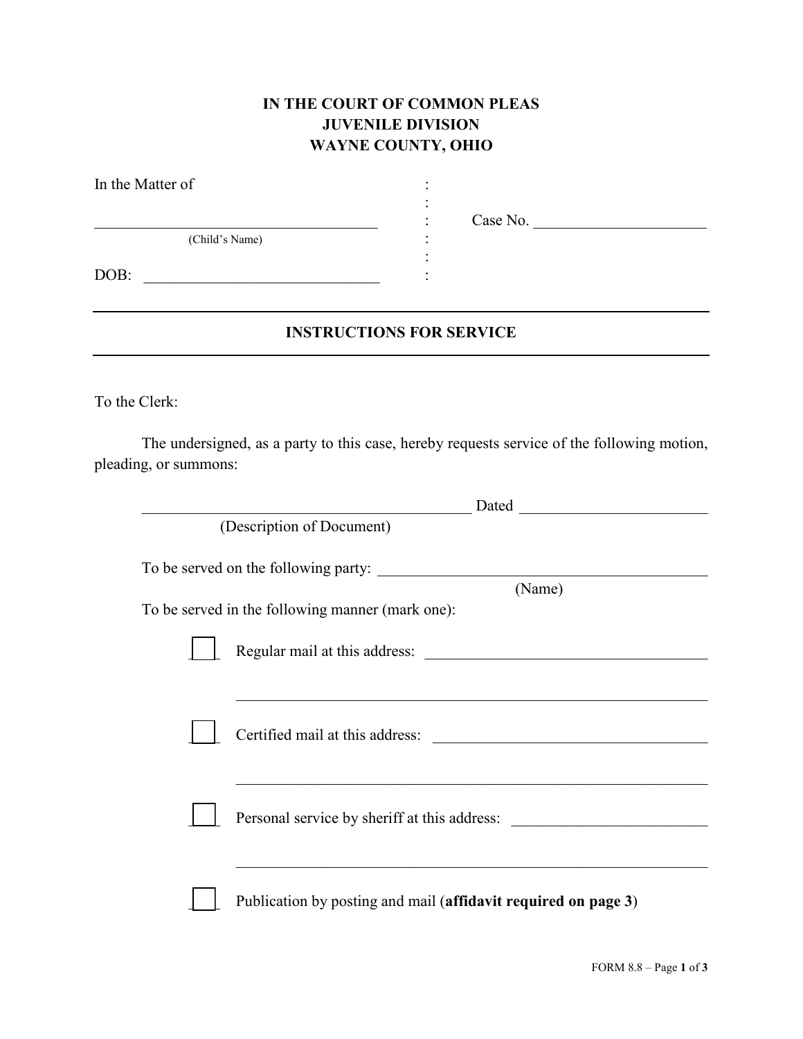**IN THE COURT OF COMMON PLEAS**
**JUVENILE DIVISION**
**WAYNE COUNTY, OHIO**

In the Matter of :

\_\_\_\_\_\_\_\_\_\_\_\_\_\_\_\_\_\_\_\_\_\_\_\_\_\_\_\_\_\_\_\_\_\_\_ : Case No. \_\_\_\_\_\_\_\_\_\_\_\_\_\_\_\_\_\_\_\_\_\_
(Child's Name) :

DOB: \_\_\_\_\_\_\_\_\_\_\_\_\_\_\_\_\_\_\_\_\_\_\_\_\_\_\_\_\_\_ :

---

## INSTRUCTIONS FOR SERVICE

---

To the Clerk:

The undersigned, as a party to this case, hereby requests service of the following motion, pleading, or summons:

\_\_\_\_\_\_\_\_\_\_\_\_\_\_\_\_\_\_\_\_\_\_\_\_\_\_\_\_\_\_\_\_\_\_\_\_\_\_\_\_\_\_ Dated \_\_\_\_\_\_\_\_\_\_\_\_\_\_\_\_\_\_\_\_\_\_\_\_
(Description of Document)

To be served on the following party: \_\_\_\_\_\_\_\_\_\_\_\_\_\_\_\_\_\_\_\_\_\_\_\_\_\_\_\_\_\_\_\_\_\_\_\_\_\_\_\_\_\_
(Name)

To be served in the following manner (mark one):

- [ ] Regular mail at this address: \_\_\_\_\_\_\_\_\_\_\_\_\_\_\_\_\_\_\_\_\_\_\_\_\_\_\_\_\_\_\_\_\_\_\_\_\_
\_\_\_\_\_\_\_\_\_\_\_\_\_\_\_\_\_\_\_\_\_\_\_\_\_\_\_\_\_\_\_\_\_\_\_\_\_\_\_\_\_\_\_\_\_\_\_\_\_\_\_\_\_\_\_\_\_\_\_\_

- [ ] Certified mail at this address: \_\_\_\_\_\_\_\_\_\_\_\_\_\_\_\_\_\_\_\_\_\_\_\_\_\_\_\_\_\_\_\_\_\_\_\_
\_\_\_\_\_\_\_\_\_\_\_\_\_\_\_\_\_\_\_\_\_\_\_\_\_\_\_\_\_\_\_\_\_\_\_\_\_\_\_\_\_\_\_\_\_\_\_\_\_\_\_\_\_\_\_\_\_\_\_\_

- [ ] Personal service by sheriff at this address: \_\_\_\_\_\_\_\_\_\_\_\_\_\_\_\_\_\_\_\_\_\_\_\_\_
\_\_\_\_\_\_\_\_\_\_\_\_\_\_\_\_\_\_\_\_\_\_\_\_\_\_\_\_\_\_\_\_\_\_\_\_\_\_\_\_\_\_\_\_\_\_\_\_\_\_\_\_\_\_\_\_\_\_\_\_

- [ ] Publication by posting and mail (**affidavit required on page 3**)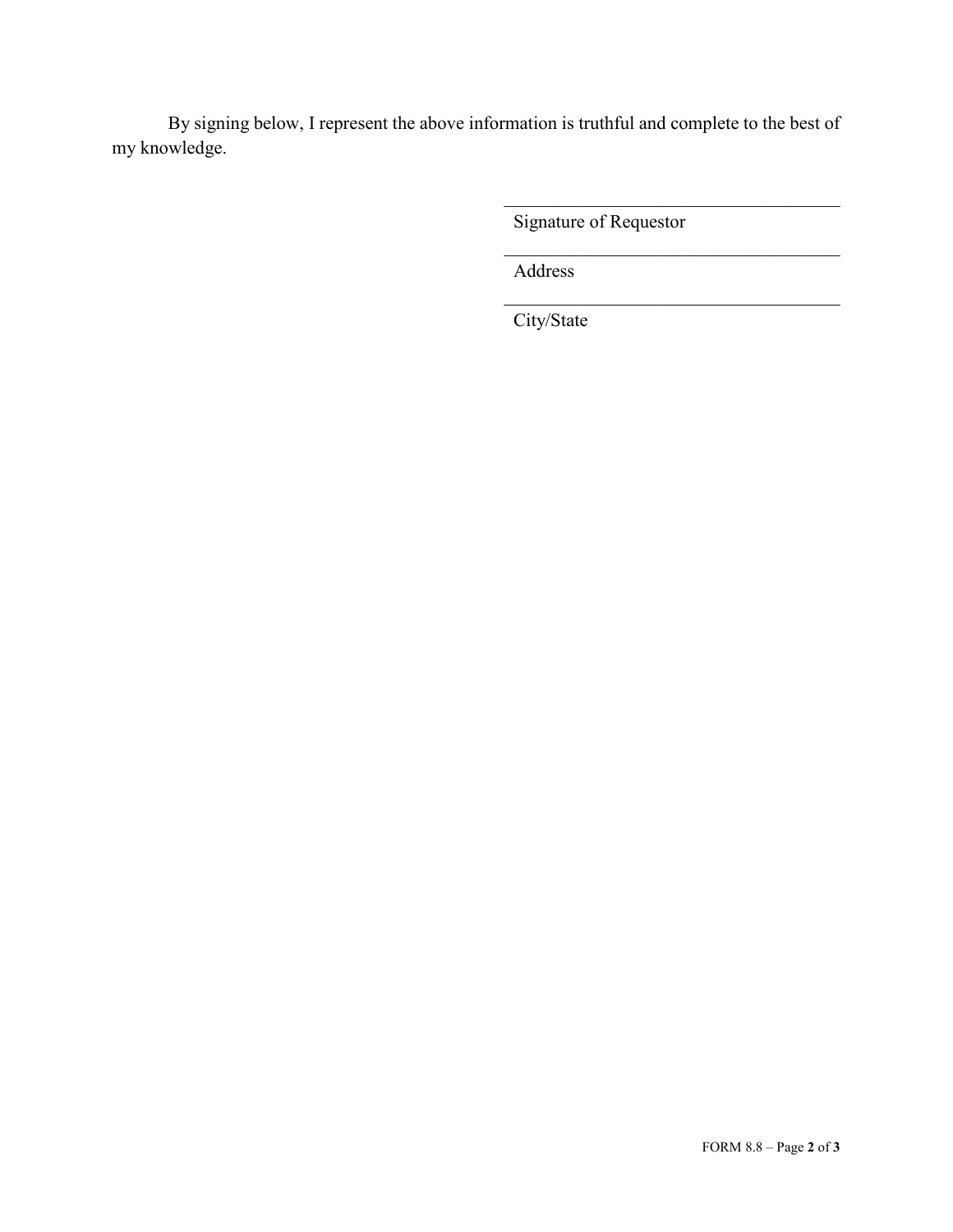By signing below, I represent the above information is truthful and complete to the best of my knowledge.

\_\_\_\_\_\_\_\_\_\_\_\_\_\_\_\_\_\_\_\_\_\_\_\_\_\_\_\_\_\_\_\_\_\_\_\_\_\_

Signature of Requestor

\_\_\_\_\_\_\_\_\_\_\_\_\_\_\_\_\_\_\_\_\_\_\_\_\_\_\_\_\_\_\_\_\_\_\_\_\_\_

Address

\_\_\_\_\_\_\_\_\_\_\_\_\_\_\_\_\_\_\_\_\_\_\_\_\_\_\_\_\_\_\_\_\_\_\_\_\_\_

City/State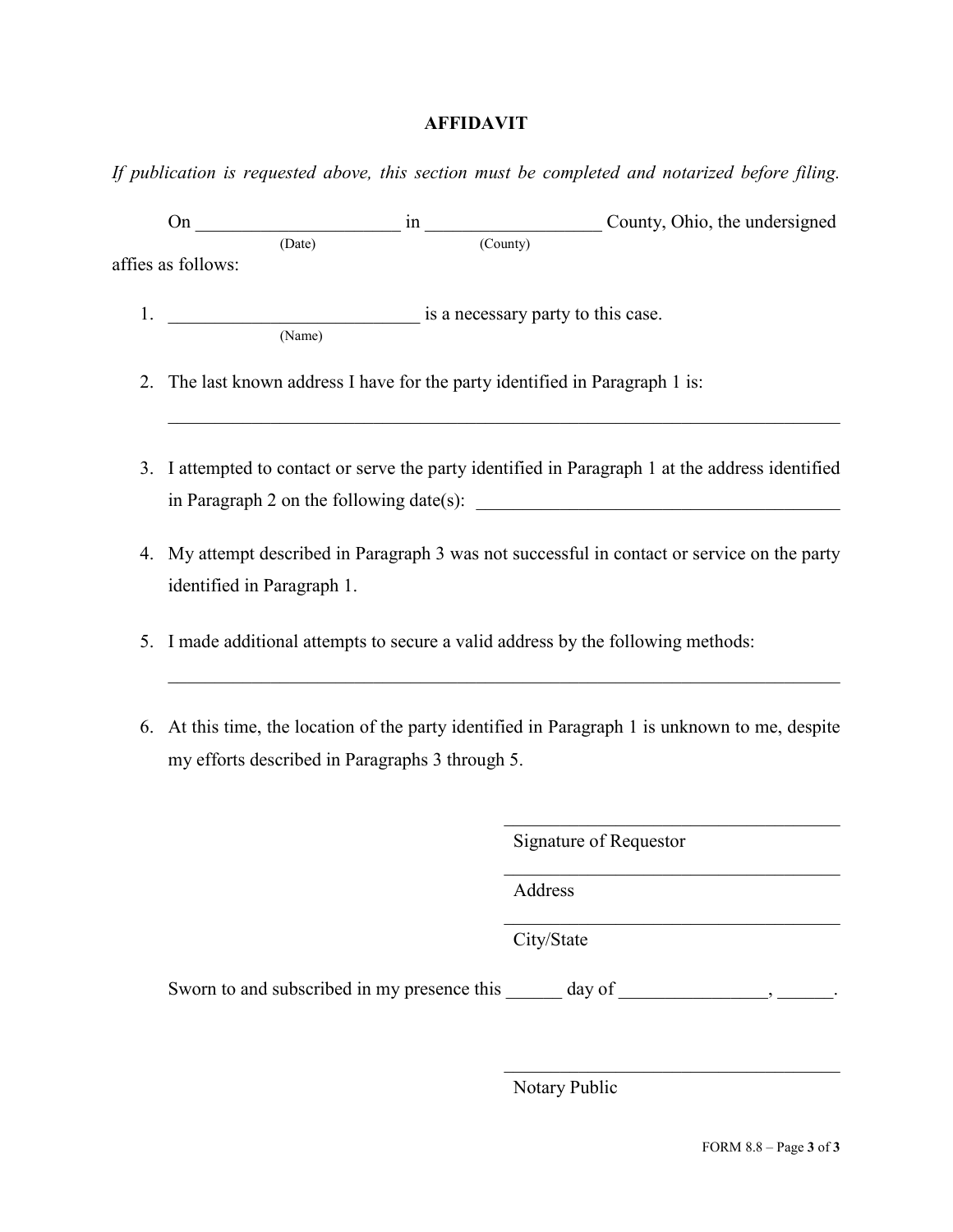## AFFIDAVIT

*If publication is requested above, this section must be completed and notarized before filing.*

On ______________________ in ___________________ County, Ohio, the undersigned
(Date) (County)
affies as follows:

1. ___________________________ is a necessary party to this case.
   (Name)

2. The last known address I have for the party identified in Paragraph 1 is:

   ___________________________________________________________________________

3. I attempted to contact or serve the party identified in Paragraph 1 at the address identified in Paragraph 2 on the following date(s): ________________________________________

4. My attempt described in Paragraph 3 was not successful in contact or service on the party identified in Paragraph 1.

5. I made additional attempts to secure a valid address by the following methods:

   ___________________________________________________________________________

6. At this time, the location of the party identified in Paragraph 1 is unknown to me, despite my efforts described in Paragraphs 3 through 5.

_____________________________________
Signature of Requestor

_____________________________________
Address

_____________________________________
City/State

Sworn to and subscribed in my presence this ______ day of ________________, ______.

_____________________________________
Notary Public

FORM 8.8